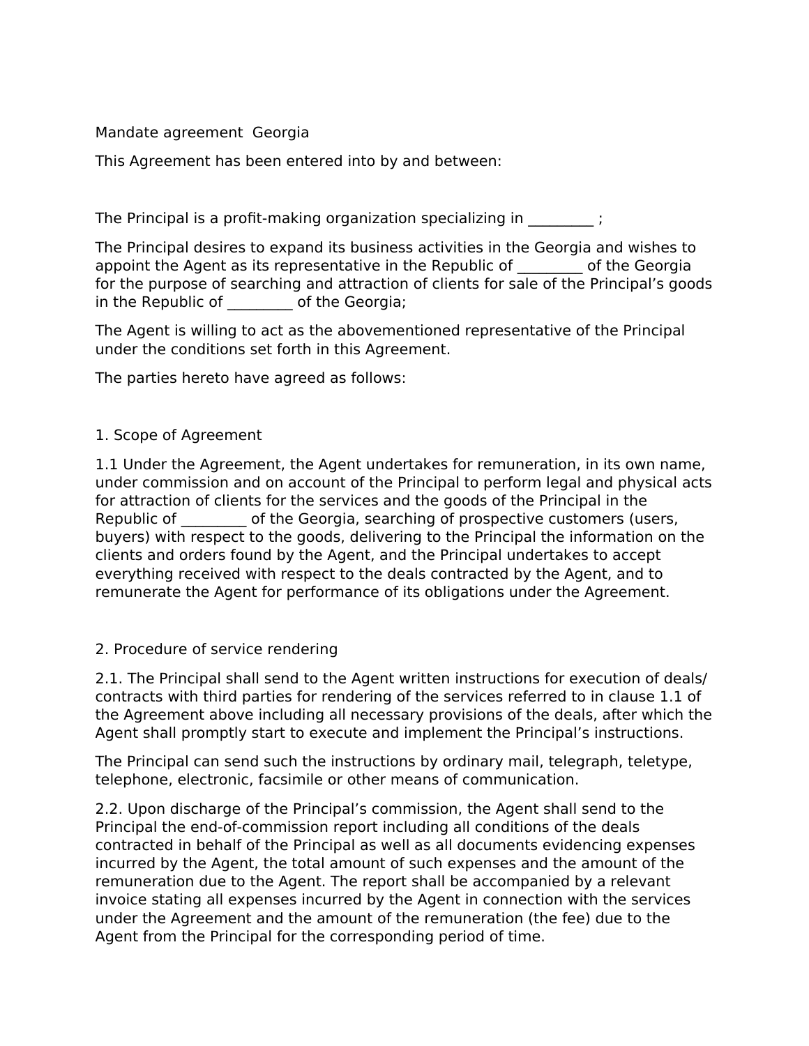# Mandate agreement  Georgia

This Agreement has been entered into by and between:

The Principal is a profit-making organization specializing in _________ ;

The Principal desires to expand its business activities in the Georgia and wishes to appoint the Agent as its representative in the Republic of _________ of the Georgia for the purpose of searching and attraction of clients for sale of the Principal’s goods in the Republic of _________ of the Georgia;

The Agent is willing to act as the abovementioned representative of the Principal under the conditions set forth in this Agreement.

The parties hereto have agreed as follows:

## 1. Scope of Agreement

1.1 Under the Agreement, the Agent undertakes for remuneration, in its own name, under commission and on account of the Principal to perform legal and physical acts for attraction of clients for the services and the goods of the Principal in the Republic of _________ of the Georgia, searching of prospective customers (users, buyers) with respect to the goods, delivering to the Principal the information on the clients and orders found by the Agent, and the Principal undertakes to accept everything received with respect to the deals contracted by the Agent, and to remunerate the Agent for performance of its obligations under the Agreement.

## 2. Procedure of service rendering

2.1. The Principal shall send to the Agent written instructions for execution of deals/ contracts with third parties for rendering of the services referred to in clause 1.1 of the Agreement above including all necessary provisions of the deals, after which the Agent shall promptly start to execute and implement the Principal’s instructions.

The Principal can send such the instructions by ordinary mail, telegraph, teletype, telephone, electronic, facsimile or other means of communication.

2.2. Upon discharge of the Principal’s commission, the Agent shall send to the Principal the end-of-commission report including all conditions of the deals contracted in behalf of the Principal as well as all documents evidencing expenses incurred by the Agent, the total amount of such expenses and the amount of the remuneration due to the Agent. The report shall be accompanied by a relevant invoice stating all expenses incurred by the Agent in connection with the services under the Agreement and the amount of the remuneration (the fee) due to the Agent from the Principal for the corresponding period of time.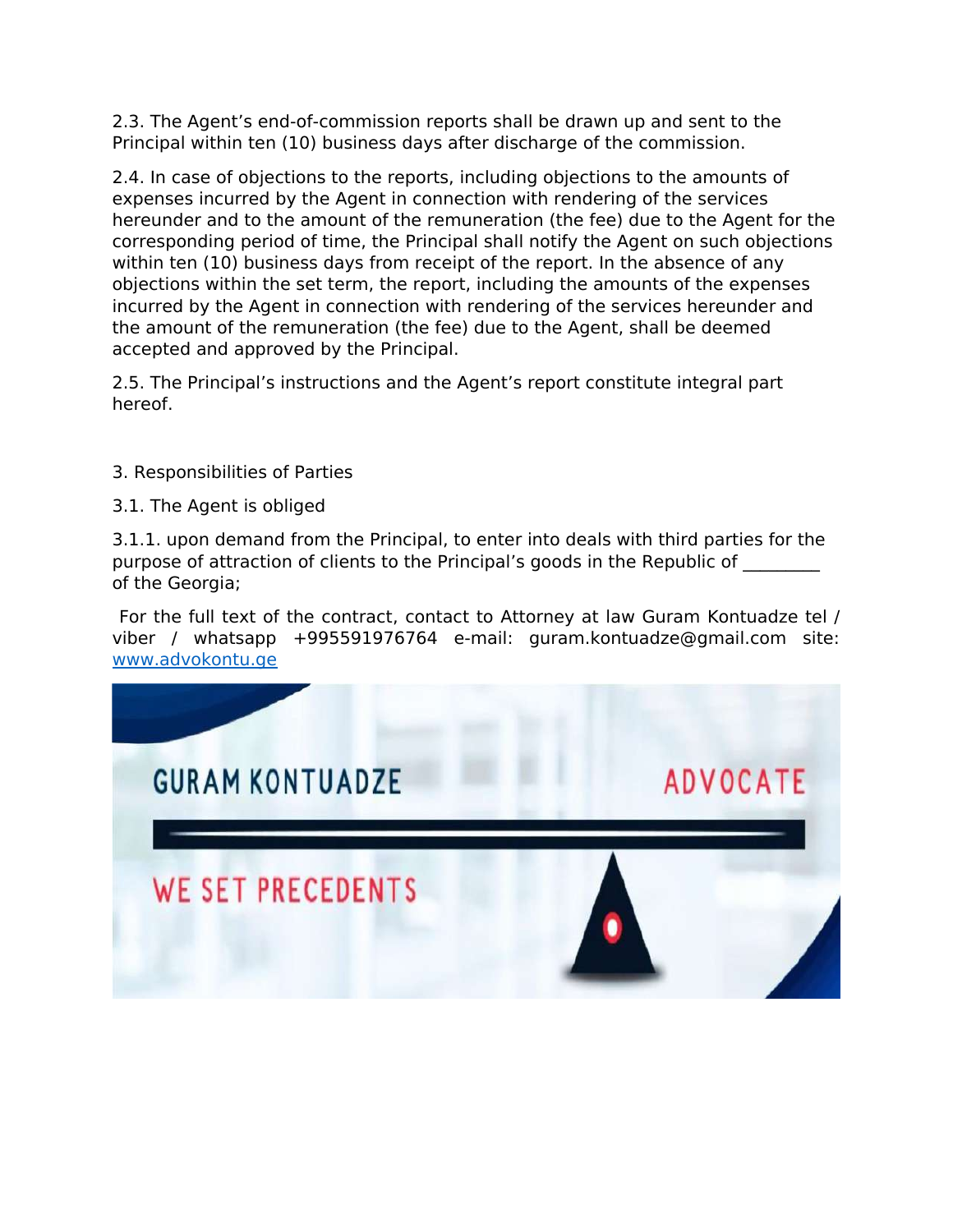2.3. The Agent's end-of-commission reports shall be drawn up and sent to the Principal within ten (10) business days after discharge of the commission.

2.4. In case of objections to the reports, including objections to the amounts of expenses incurred by the Agent in connection with rendering of the services hereunder and to the amount of the remuneration (the fee) due to the Agent for the corresponding period of time, the Principal shall notify the Agent on such objections within ten (10) business days from receipt of the report. In the absence of any objections within the set term, the report, including the amounts of the expenses incurred by the Agent in connection with rendering of the services hereunder and the amount of the remuneration (the fee) due to the Agent, shall be deemed accepted and approved by the Principal.

2.5. The Principal's instructions and the Agent's report constitute integral part hereof.

3. Responsibilities of Parties

3.1. The Agent is obliged

3.1.1. upon demand from the Principal, to enter into deals with third parties for the purpose of attraction of clients to the Principal's goods in the Republic of _________ of the Georgia;

For the full text of the contract, contact to Attorney at law Guram Kontuadze tel / viber / whatsapp +995591976764 e-mail: guram.kontuadze@gmail.com site: [www.advokontu.ge](http://www.advokontu.ge)

GURAM KONTUADZE ADVOCATE

WE SET PRECEDENTS